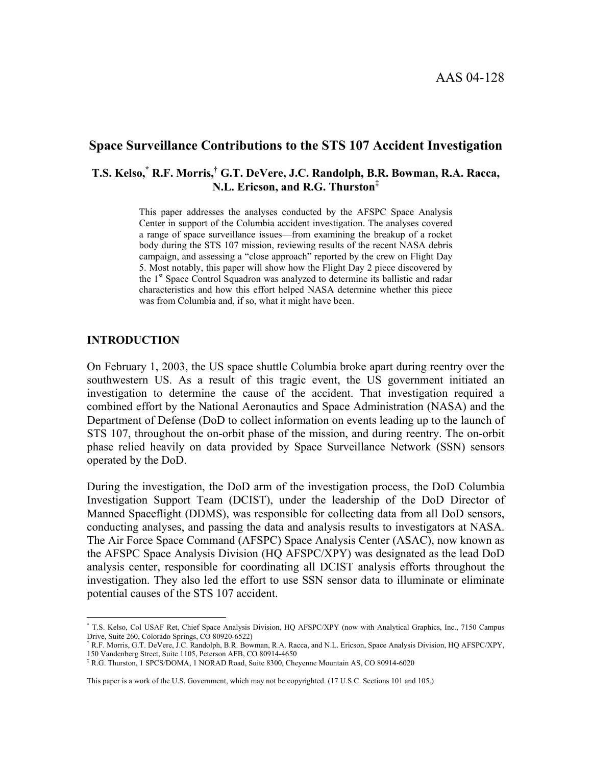AAS 04-128

# Space Surveillance Contributions to the STS 107 Accident Investigation

**T.S. Kelso,[*] R.F. Morris,[†] G.T. DeVere, J.C. Randolph, B.R. Bowman, R.A. Racca, N.L. Ericson, and R.G. Thurston[‡]**

This paper addresses the analyses conducted by the AFSPC Space Analysis Center in support of the Columbia accident investigation. The analyses covered a range of space surveillance issues—from examining the breakup of a rocket body during the STS 107 mission, reviewing results of the recent NASA debris campaign, and assessing a "close approach" reported by the crew on Flight Day 5. Most notably, this paper will show how the Flight Day 2 piece discovered by the 1st Space Control Squadron was analyzed to determine its ballistic and radar characteristics and how this effort helped NASA determine whether this piece was from Columbia and, if so, what it might have been.

## INTRODUCTION

On February 1, 2003, the US space shuttle Columbia broke apart during reentry over the southwestern US. As a result of this tragic event, the US government initiated an investigation to determine the cause of the accident. That investigation required a combined effort by the National Aeronautics and Space Administration (NASA) and the Department of Defense (DoD to collect information on events leading up to the launch of STS 107, throughout the on-orbit phase of the mission, and during reentry. The on-orbit phase relied heavily on data provided by Space Surveillance Network (SSN) sensors operated by the DoD.

During the investigation, the DoD arm of the investigation process, the DoD Columbia Investigation Support Team (DCIST), under the leadership of the DoD Director of Manned Spaceflight (DDMS), was responsible for collecting data from all DoD sensors, conducting analyses, and passing the data and analysis results to investigators at NASA. The Air Force Space Command (AFSPC) Space Analysis Center (ASAC), now known as the AFSPC Space Analysis Division (HQ AFSPC/XPY) was designated as the lead DoD analysis center, responsible for coordinating all DCIST analysis efforts throughout the investigation. They also led the effort to use SSN sensor data to illuminate or eliminate potential causes of the STS 107 accident.

---

[*] T.S. Kelso, Col USAF Ret, Chief Space Analysis Division, HQ AFSPC/XPY (now with Analytical Graphics, Inc., 7150 Campus Drive, Suite 260, Colorado Springs, CO 80920-6522)

[†] R.F. Morris, G.T. DeVere, J.C. Randolph, B.R. Bowman, R.A. Racca, and N.L. Ericson, Space Analysis Division, HQ AFSPC/XPY, 150 Vandenberg Street, Suite 1105, Peterson AFB, CO 80914-4650

[‡] R.G. Thurston, 1 SPCS/DOMA, 1 NORAD Road, Suite 8300, Cheyenne Mountain AS, CO 80914-6020

This paper is a work of the U.S. Government, which may not be copyrighted. (17 U.S.C. Sections 101 and 105.)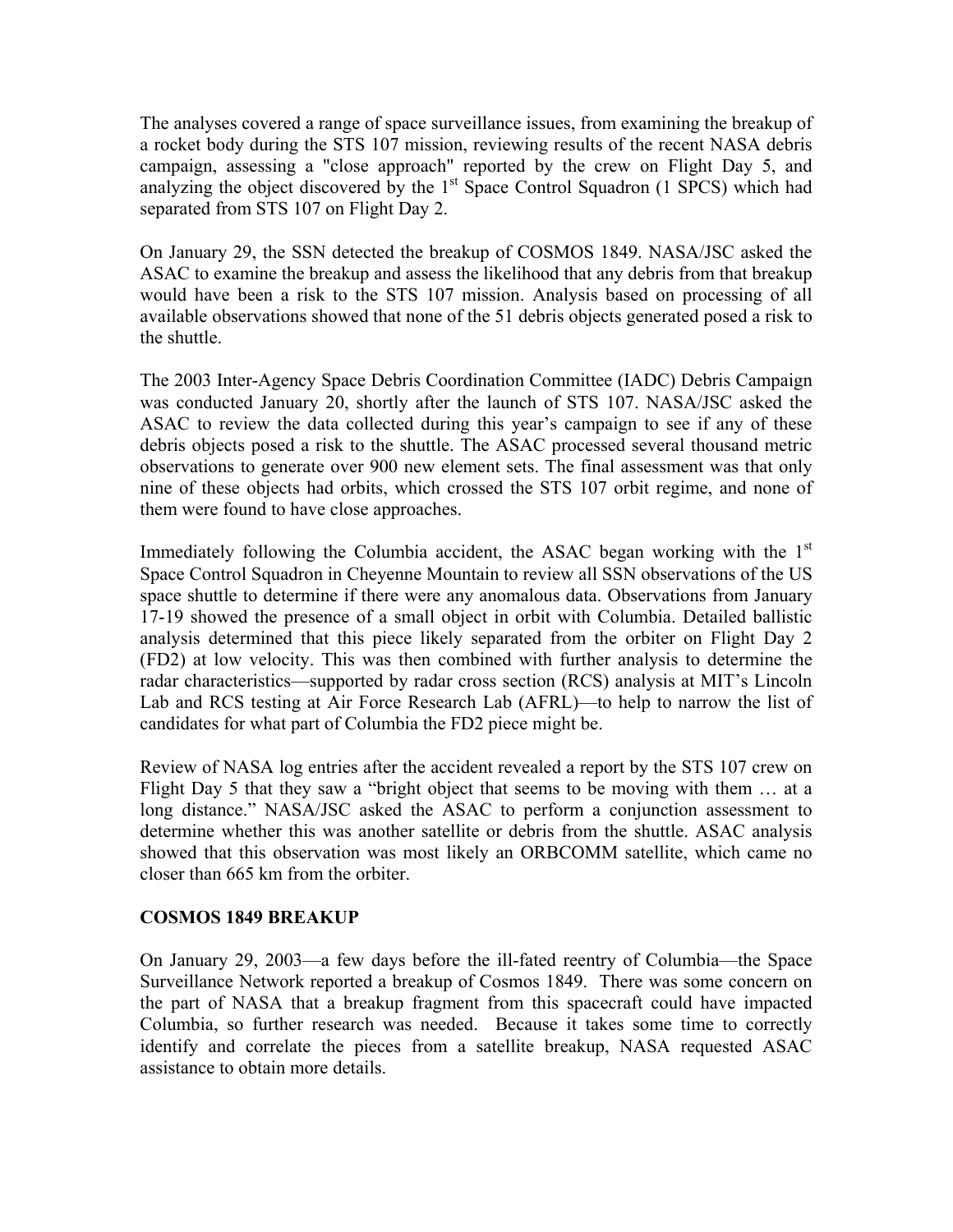The analyses covered a range of space surveillance issues, from examining the breakup of a rocket body during the STS 107 mission, reviewing results of the recent NASA debris campaign, assessing a "close approach" reported by the crew on Flight Day 5, and analyzing the object discovered by the 1st Space Control Squadron (1 SPCS) which had separated from STS 107 on Flight Day 2.

On January 29, the SSN detected the breakup of COSMOS 1849. NASA/JSC asked the ASAC to examine the breakup and assess the likelihood that any debris from that breakup would have been a risk to the STS 107 mission. Analysis based on processing of all available observations showed that none of the 51 debris objects generated posed a risk to the shuttle.

The 2003 Inter-Agency Space Debris Coordination Committee (IADC) Debris Campaign was conducted January 20, shortly after the launch of STS 107. NASA/JSC asked the ASAC to review the data collected during this year's campaign to see if any of these debris objects posed a risk to the shuttle. The ASAC processed several thousand metric observations to generate over 900 new element sets. The final assessment was that only nine of these objects had orbits, which crossed the STS 107 orbit regime, and none of them were found to have close approaches.

Immediately following the Columbia accident, the ASAC began working with the 1st Space Control Squadron in Cheyenne Mountain to review all SSN observations of the US space shuttle to determine if there were any anomalous data. Observations from January 17-19 showed the presence of a small object in orbit with Columbia. Detailed ballistic analysis determined that this piece likely separated from the orbiter on Flight Day 2 (FD2) at low velocity. This was then combined with further analysis to determine the radar characteristics—supported by radar cross section (RCS) analysis at MIT's Lincoln Lab and RCS testing at Air Force Research Lab (AFRL)—to help to narrow the list of candidates for what part of Columbia the FD2 piece might be.

Review of NASA log entries after the accident revealed a report by the STS 107 crew on Flight Day 5 that they saw a "bright object that seems to be moving with them … at a long distance." NASA/JSC asked the ASAC to perform a conjunction assessment to determine whether this was another satellite or debris from the shuttle. ASAC analysis showed that this observation was most likely an ORBCOMM satellite, which came no closer than 665 km from the orbiter.

**COSMOS 1849 BREAKUP**

On January 29, 2003—a few days before the ill-fated reentry of Columbia—the Space Surveillance Network reported a breakup of Cosmos 1849. There was some concern on the part of NASA that a breakup fragment from this spacecraft could have impacted Columbia, so further research was needed. Because it takes some time to correctly identify and correlate the pieces from a satellite breakup, NASA requested ASAC assistance to obtain more details.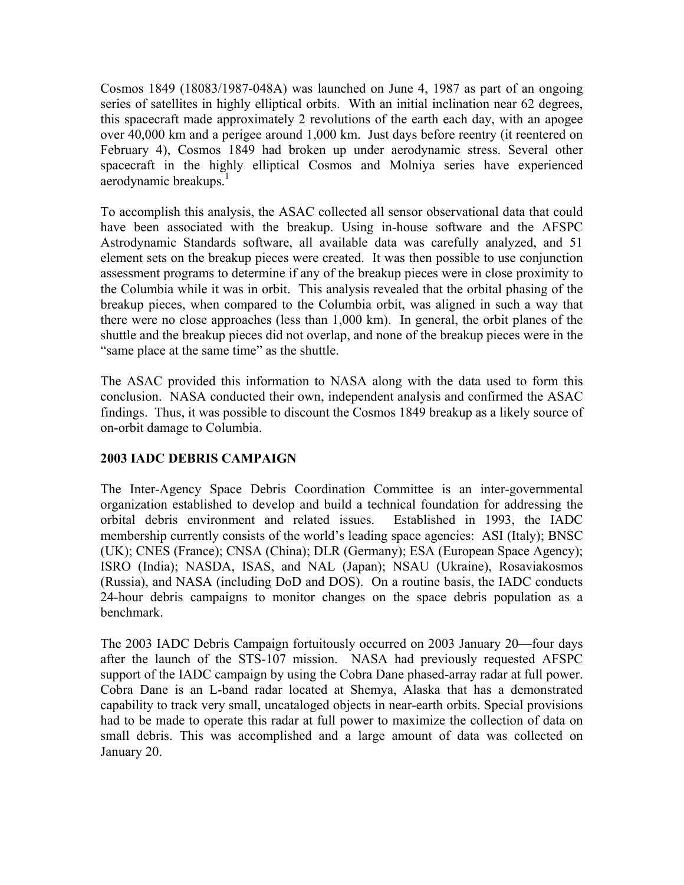Cosmos 1849 (18083/1987-048A) was launched on June 4, 1987 as part of an ongoing series of satellites in highly elliptical orbits. With an initial inclination near 62 degrees, this spacecraft made approximately 2 revolutions of the earth each day, with an apogee over 40,000 km and a perigee around 1,000 km. Just days before reentry (it reentered on February 4), Cosmos 1849 had broken up under aerodynamic stress. Several other spacecraft in the highly elliptical Cosmos and Molniya series have experienced aerodynamic breakups.[1]

To accomplish this analysis, the ASAC collected all sensor observational data that could have been associated with the breakup. Using in-house software and the AFSPC Astrodynamic Standards software, all available data was carefully analyzed, and 51 element sets on the breakup pieces were created. It was then possible to use conjunction assessment programs to determine if any of the breakup pieces were in close proximity to the Columbia while it was in orbit. This analysis revealed that the orbital phasing of the breakup pieces, when compared to the Columbia orbit, was aligned in such a way that there were no close approaches (less than 1,000 km). In general, the orbit planes of the shuttle and the breakup pieces did not overlap, and none of the breakup pieces were in the "same place at the same time" as the shuttle.

The ASAC provided this information to NASA along with the data used to form this conclusion. NASA conducted their own, independent analysis and confirmed the ASAC findings. Thus, it was possible to discount the Cosmos 1849 breakup as a likely source of on-orbit damage to Columbia.

## 2003 IADC DEBRIS CAMPAIGN

The Inter-Agency Space Debris Coordination Committee is an inter-governmental organization established to develop and build a technical foundation for addressing the orbital debris environment and related issues. Established in 1993, the IADC membership currently consists of the world's leading space agencies: ASI (Italy); BNSC (UK); CNES (France); CNSA (China); DLR (Germany); ESA (European Space Agency); ISRO (India); NASDA, ISAS, and NAL (Japan); NSAU (Ukraine), Rosaviakosmos (Russia), and NASA (including DoD and DOS). On a routine basis, the IADC conducts 24-hour debris campaigns to monitor changes on the space debris population as a benchmark.

The 2003 IADC Debris Campaign fortuitously occurred on 2003 January 20—four days after the launch of the STS-107 mission. NASA had previously requested AFSPC support of the IADC campaign by using the Cobra Dane phased-array radar at full power. Cobra Dane is an L-band radar located at Shemya, Alaska that has a demonstrated capability to track very small, uncataloged objects in near-earth orbits. Special provisions had to be made to operate this radar at full power to maximize the collection of data on small debris. This was accomplished and a large amount of data was collected on January 20.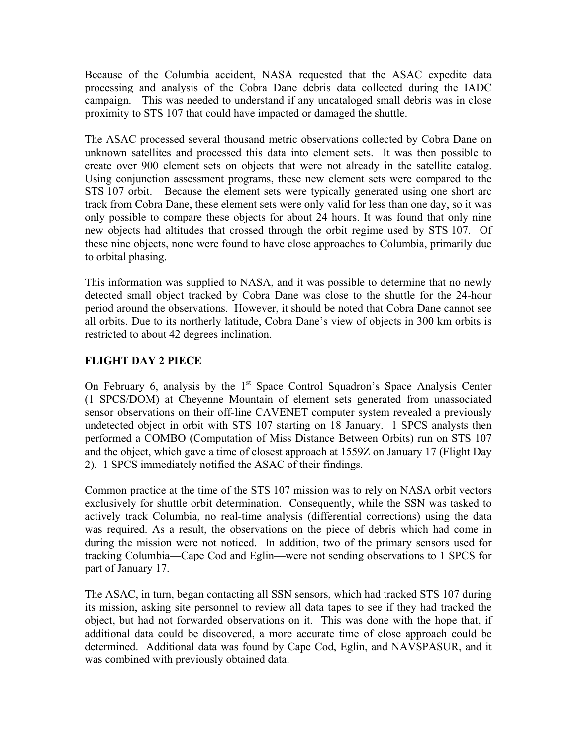Because of the Columbia accident, NASA requested that the ASAC expedite data processing and analysis of the Cobra Dane debris data collected during the IADC campaign. This was needed to understand if any uncataloged small debris was in close proximity to STS 107 that could have impacted or damaged the shuttle.

The ASAC processed several thousand metric observations collected by Cobra Dane on unknown satellites and processed this data into element sets. It was then possible to create over 900 element sets on objects that were not already in the satellite catalog. Using conjunction assessment programs, these new element sets were compared to the STS 107 orbit. Because the element sets were typically generated using one short arc track from Cobra Dane, these element sets were only valid for less than one day, so it was only possible to compare these objects for about 24 hours. It was found that only nine new objects had altitudes that crossed through the orbit regime used by STS 107. Of these nine objects, none were found to have close approaches to Columbia, primarily due to orbital phasing.

This information was supplied to NASA, and it was possible to determine that no newly detected small object tracked by Cobra Dane was close to the shuttle for the 24-hour period around the observations. However, it should be noted that Cobra Dane cannot see all orbits. Due to its northerly latitude, Cobra Dane's view of objects in 300 km orbits is restricted to about 42 degrees inclination.

## FLIGHT DAY 2 PIECE

On February 6, analysis by the 1st Space Control Squadron's Space Analysis Center (1 SPCS/DOM) at Cheyenne Mountain of element sets generated from unassociated sensor observations on their off-line CAVENET computer system revealed a previously undetected object in orbit with STS 107 starting on 18 January. 1 SPCS analysts then performed a COMBO (Computation of Miss Distance Between Orbits) run on STS 107 and the object, which gave a time of closest approach at 1559Z on January 17 (Flight Day 2). 1 SPCS immediately notified the ASAC of their findings.

Common practice at the time of the STS 107 mission was to rely on NASA orbit vectors exclusively for shuttle orbit determination. Consequently, while the SSN was tasked to actively track Columbia, no real-time analysis (differential corrections) using the data was required. As a result, the observations on the piece of debris which had come in during the mission were not noticed. In addition, two of the primary sensors used for tracking Columbia—Cape Cod and Eglin—were not sending observations to 1 SPCS for part of January 17.

The ASAC, in turn, began contacting all SSN sensors, which had tracked STS 107 during its mission, asking site personnel to review all data tapes to see if they had tracked the object, but had not forwarded observations on it. This was done with the hope that, if additional data could be discovered, a more accurate time of close approach could be determined. Additional data was found by Cape Cod, Eglin, and NAVSPASUR, and it was combined with previously obtained data.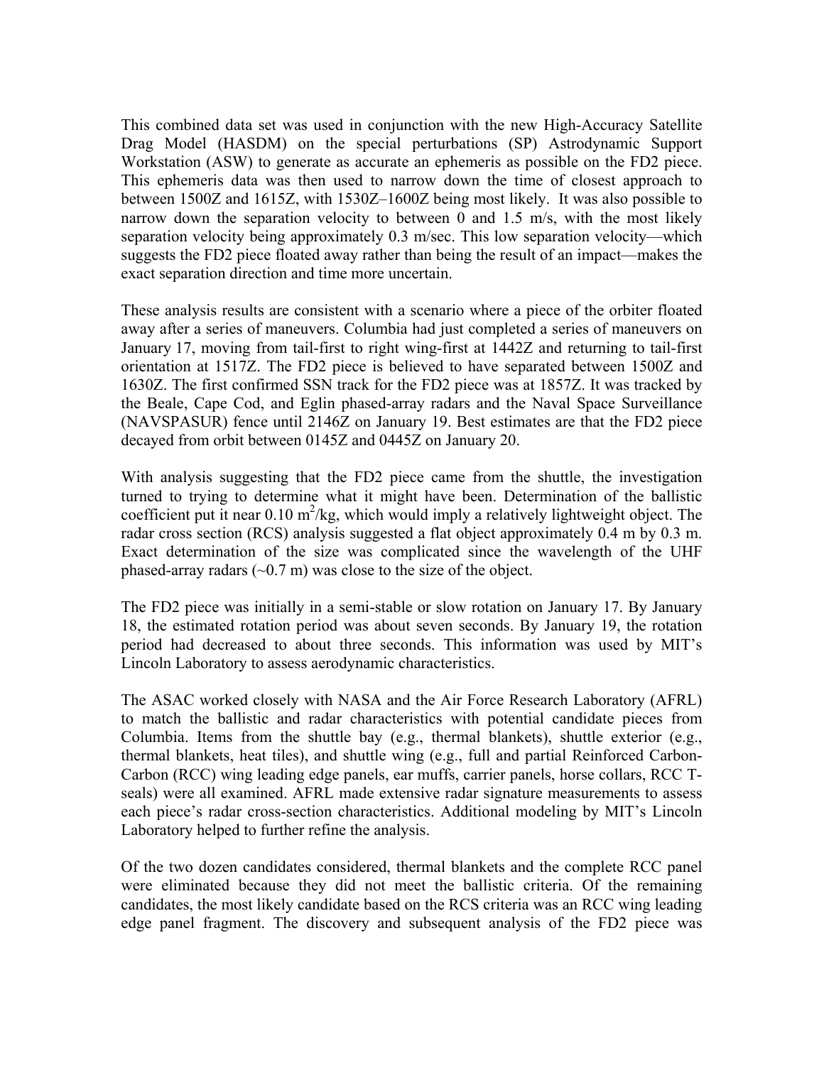This combined data set was used in conjunction with the new High-Accuracy Satellite Drag Model (HASDM) on the special perturbations (SP) Astrodynamic Support Workstation (ASW) to generate as accurate an ephemeris as possible on the FD2 piece. This ephemeris data was then used to narrow down the time of closest approach to between 1500Z and 1615Z, with 1530Z–1600Z being most likely. It was also possible to narrow down the separation velocity to between 0 and 1.5 m/s, with the most likely separation velocity being approximately 0.3 m/sec. This low separation velocity—which suggests the FD2 piece floated away rather than being the result of an impact—makes the exact separation direction and time more uncertain.

These analysis results are consistent with a scenario where a piece of the orbiter floated away after a series of maneuvers. Columbia had just completed a series of maneuvers on January 17, moving from tail-first to right wing-first at 1442Z and returning to tail-first orientation at 1517Z. The FD2 piece is believed to have separated between 1500Z and 1630Z. The first confirmed SSN track for the FD2 piece was at 1857Z. It was tracked by the Beale, Cape Cod, and Eglin phased-array radars and the Naval Space Surveillance (NAVSPASUR) fence until 2146Z on January 19. Best estimates are that the FD2 piece decayed from orbit between 0145Z and 0445Z on January 20.

With analysis suggesting that the FD2 piece came from the shuttle, the investigation turned to trying to determine what it might have been. Determination of the ballistic coefficient put it near 0.10 $m^2$/kg, which would imply a relatively lightweight object. The radar cross section (RCS) analysis suggested a flat object approximately 0.4 m by 0.3 m. Exact determination of the size was complicated since the wavelength of the UHF phased-array radars (~0.7 m) was close to the size of the object.

The FD2 piece was initially in a semi-stable or slow rotation on January 17. By January 18, the estimated rotation period was about seven seconds. By January 19, the rotation period had decreased to about three seconds. This information was used by MIT's Lincoln Laboratory to assess aerodynamic characteristics.

The ASAC worked closely with NASA and the Air Force Research Laboratory (AFRL) to match the ballistic and radar characteristics with potential candidate pieces from Columbia. Items from the shuttle bay (e.g., thermal blankets), shuttle exterior (e.g., thermal blankets, heat tiles), and shuttle wing (e.g., full and partial Reinforced Carbon-Carbon (RCC) wing leading edge panels, ear muffs, carrier panels, horse collars, RCC T-seals) were all examined. AFRL made extensive radar signature measurements to assess each piece's radar cross-section characteristics. Additional modeling by MIT's Lincoln Laboratory helped to further refine the analysis.

Of the two dozen candidates considered, thermal blankets and the complete RCC panel were eliminated because they did not meet the ballistic criteria. Of the remaining candidates, the most likely candidate based on the RCS criteria was an RCC wing leading edge panel fragment. The discovery and subsequent analysis of the FD2 piece was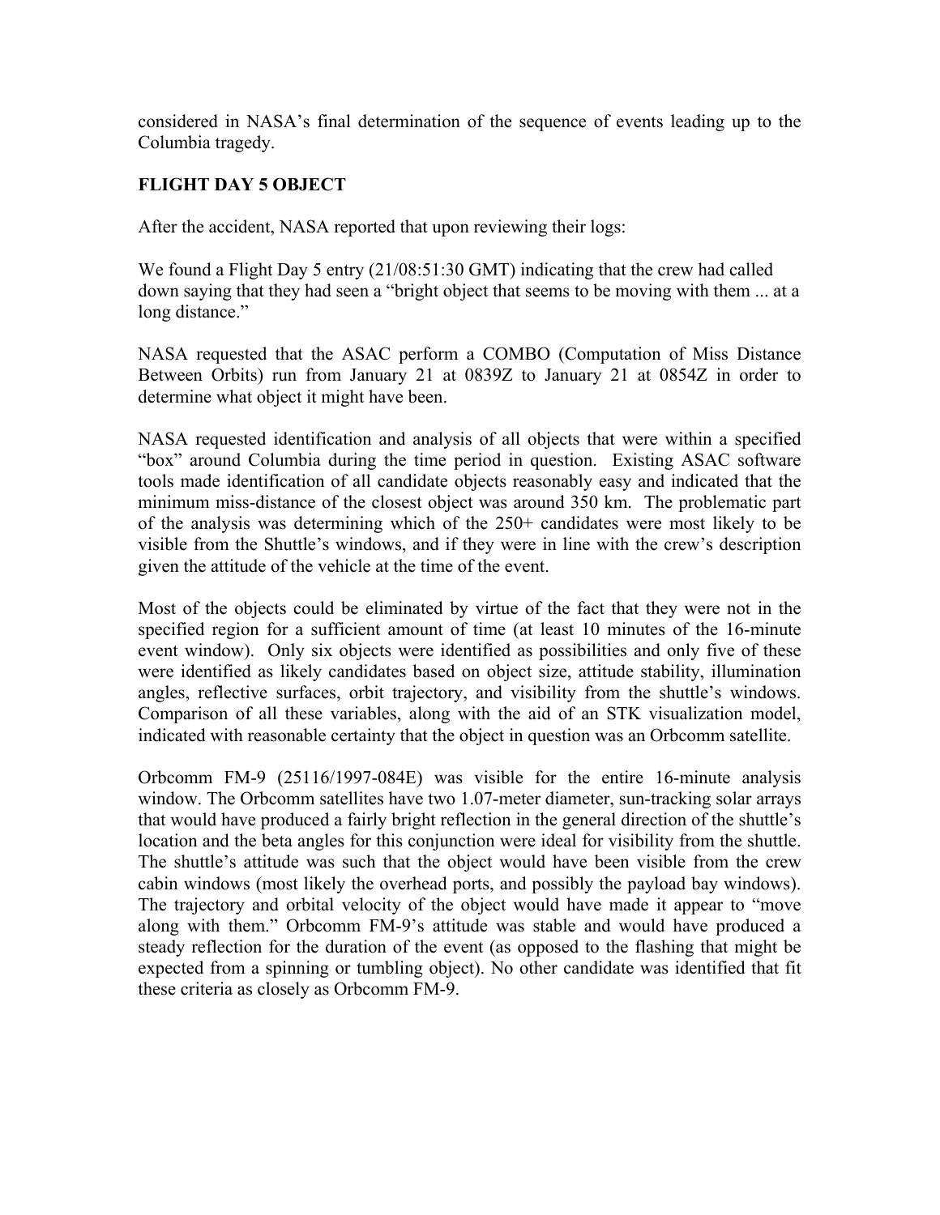considered in NASA's final determination of the sequence of events leading up to the Columbia tragedy.

## FLIGHT DAY 5 OBJECT

After the accident, NASA reported that upon reviewing their logs:

We found a Flight Day 5 entry (21/08:51:30 GMT) indicating that the crew had called down saying that they had seen a "bright object that seems to be moving with them ... at a long distance."

NASA requested that the ASAC perform a COMBO (Computation of Miss Distance Between Orbits) run from January 21 at 0839Z to January 21 at 0854Z in order to determine what object it might have been.

NASA requested identification and analysis of all objects that were within a specified "box" around Columbia during the time period in question. Existing ASAC software tools made identification of all candidate objects reasonably easy and indicated that the minimum miss-distance of the closest object was around 350 km. The problematic part of the analysis was determining which of the 250+ candidates were most likely to be visible from the Shuttle's windows, and if they were in line with the crew's description given the attitude of the vehicle at the time of the event.

Most of the objects could be eliminated by virtue of the fact that they were not in the specified region for a sufficient amount of time (at least 10 minutes of the 16-minute event window). Only six objects were identified as possibilities and only five of these were identified as likely candidates based on object size, attitude stability, illumination angles, reflective surfaces, orbit trajectory, and visibility from the shuttle's windows. Comparison of all these variables, along with the aid of an STK visualization model, indicated with reasonable certainty that the object in question was an Orbcomm satellite.

Orbcomm FM-9 (25116/1997-084E) was visible for the entire 16-minute analysis window. The Orbcomm satellites have two 1.07-meter diameter, sun-tracking solar arrays that would have produced a fairly bright reflection in the general direction of the shuttle's location and the beta angles for this conjunction were ideal for visibility from the shuttle. The shuttle's attitude was such that the object would have been visible from the crew cabin windows (most likely the overhead ports, and possibly the payload bay windows). The trajectory and orbital velocity of the object would have made it appear to "move along with them." Orbcomm FM-9's attitude was stable and would have produced a steady reflection for the duration of the event (as opposed to the flashing that might be expected from a spinning or tumbling object). No other candidate was identified that fit these criteria as closely as Orbcomm FM-9.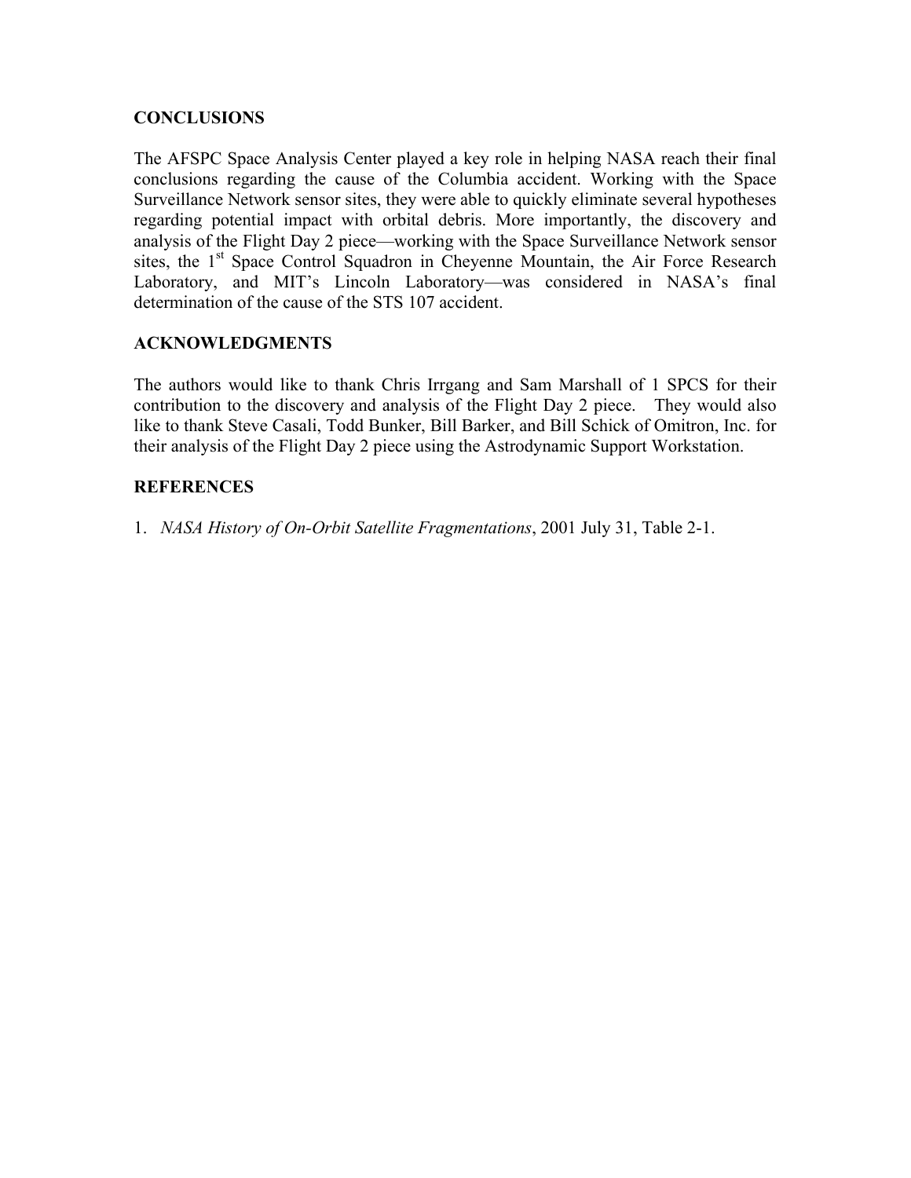## CONCLUSIONS

The AFSPC Space Analysis Center played a key role in helping NASA reach their final conclusions regarding the cause of the Columbia accident. Working with the Space Surveillance Network sensor sites, they were able to quickly eliminate several hypotheses regarding potential impact with orbital debris. More importantly, the discovery and analysis of the Flight Day 2 piece—working with the Space Surveillance Network sensor sites, the 1st Space Control Squadron in Cheyenne Mountain, the Air Force Research Laboratory, and MIT's Lincoln Laboratory—was considered in NASA's final determination of the cause of the STS 107 accident.

## ACKNOWLEDGMENTS

The authors would like to thank Chris Irrgang and Sam Marshall of 1 SPCS for their contribution to the discovery and analysis of the Flight Day 2 piece. They would also like to thank Steve Casali, Todd Bunker, Bill Barker, and Bill Schick of Omitron, Inc. for their analysis of the Flight Day 2 piece using the Astrodynamic Support Workstation.

## REFERENCES

1. *NASA History of On-Orbit Satellite Fragmentations*, 2001 July 31, Table 2-1.